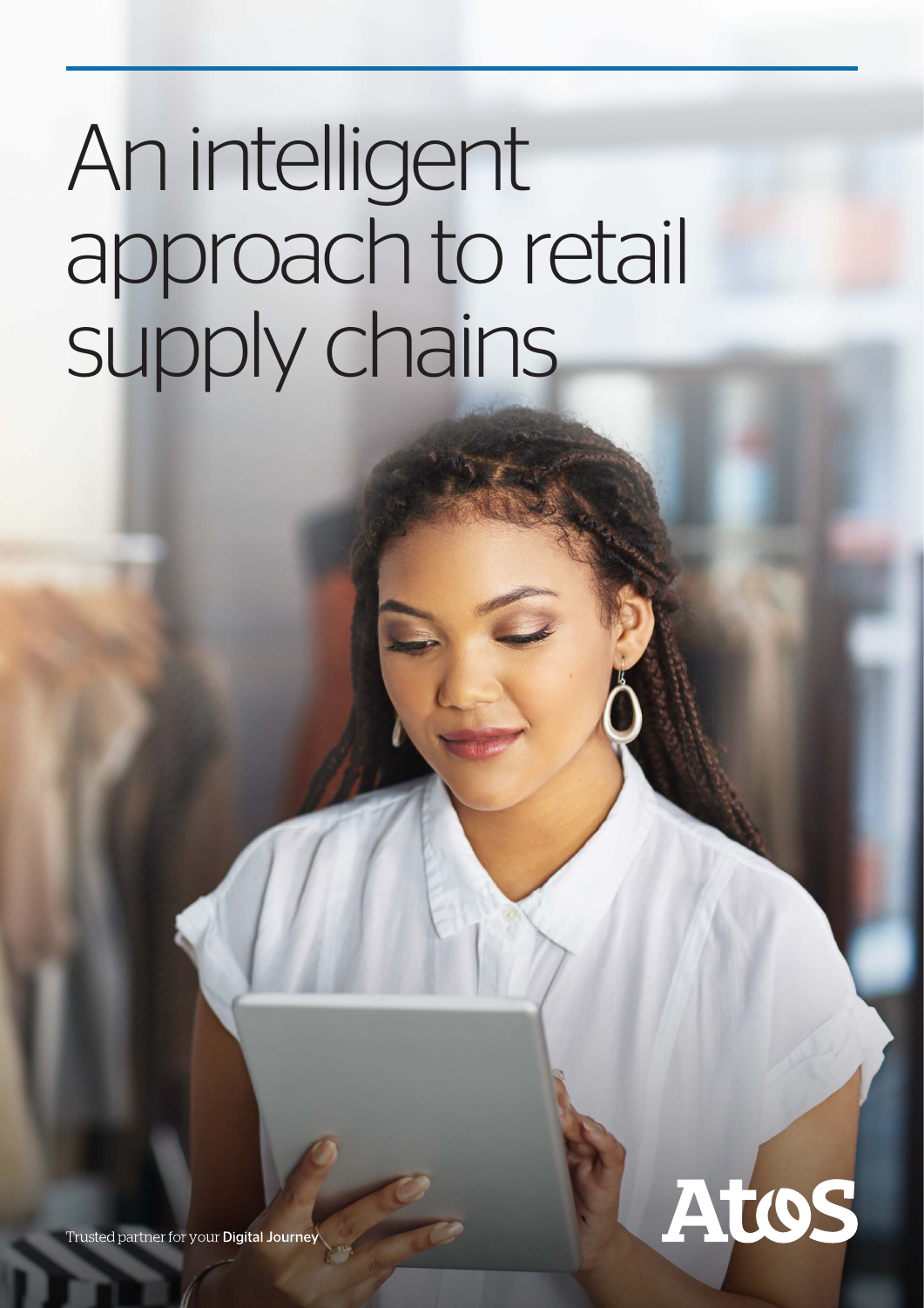# An intelligent approach to retail supply chains

Trusted partner for your **Digital Journey**

Atos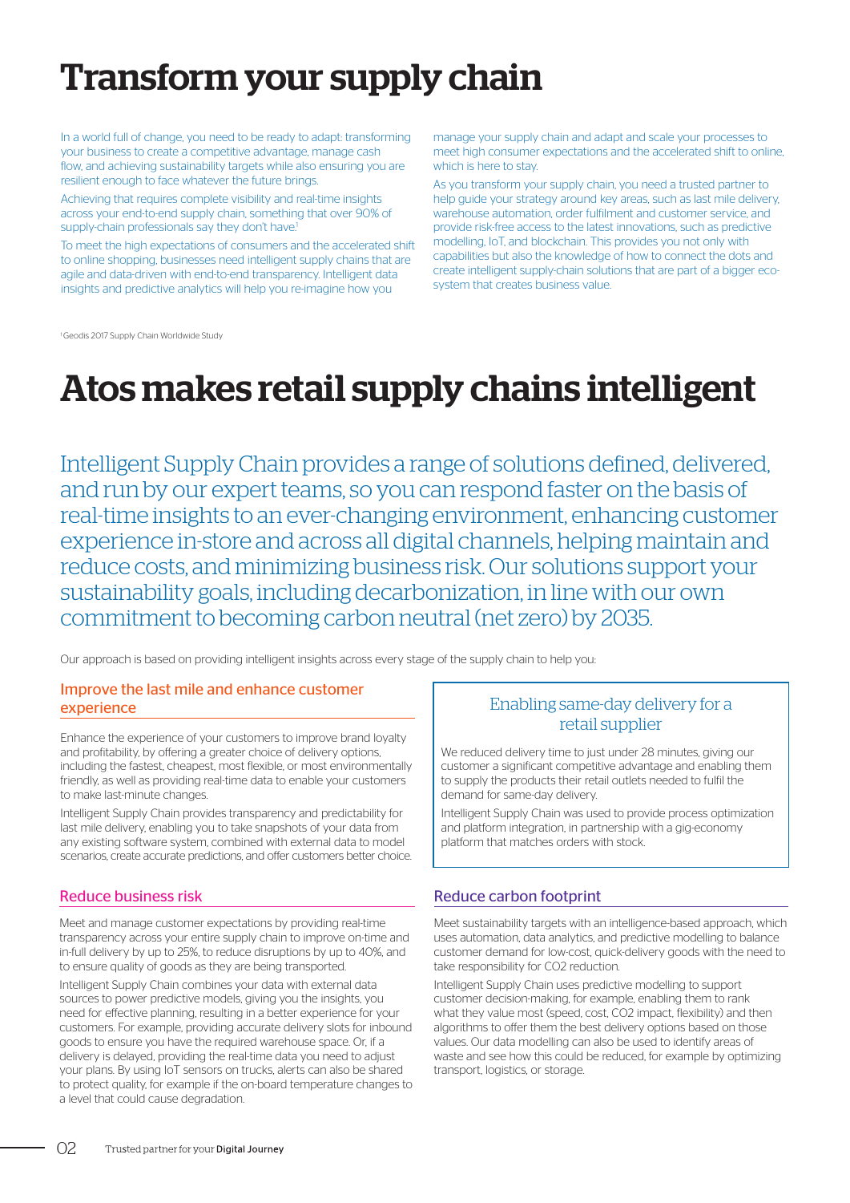# Transform your supply chain

In a world full of change, you need to be ready to adapt: transforming your business to create a competitive advantage, manage cash flow, and achieving sustainability targets while also ensuring you are resilient enough to face whatever the future brings.

Achieving that requires complete visibility and real-time insights across your end-to-end supply chain, something that over 90% of supply-chain professionals say they don't have.[1]

To meet the high expectations of consumers and the accelerated shift to online shopping, businesses need intelligent supply chains that are agile and data-driven with end-to-end transparency. Intelligent data insights and predictive analytics will help you re-imagine how you manage your supply chain and adapt and scale your processes to meet high consumer expectations and the accelerated shift to online, which is here to stay.

As you transform your supply chain, you need a trusted partner to help guide your strategy around key areas, such as last mile delivery, warehouse automation, order fulfilment and customer service, and provide risk-free access to the latest innovations, such as predictive modelling, IoT, and blockchain. This provides you not only with capabilities but also the knowledge of how to connect the dots and create intelligent supply-chain solutions that are part of a bigger eco-system that creates business value.

[1] Geodis 2017 Supply Chain Worldwide Study

# Atos makes retail supply chains intelligent

Intelligent Supply Chain provides a range of solutions defined, delivered, and run by our expert teams, so you can respond faster on the basis of real-time insights to an ever-changing environment, enhancing customer experience in-store and across all digital channels, helping maintain and reduce costs, and minimizing business risk. Our solutions support your sustainability goals, including decarbonization, in line with our own commitment to becoming carbon neutral (net zero) by 2035.

Our approach is based on providing intelligent insights across every stage of the supply chain to help you:

## Improve the last mile and enhance customer experience

Enhance the experience of your customers to improve brand loyalty and profitability, by offering a greater choice of delivery options, including the fastest, cheapest, most flexible, or most environmentally friendly, as well as providing real-time data to enable your customers to make last-minute changes.

Intelligent Supply Chain provides transparency and predictability for last mile delivery, enabling you to take snapshots of your data from any existing software system, combined with external data to model scenarios, create accurate predictions, and offer customers better choice.

### Enabling same-day delivery for a retail supplier

We reduced delivery time to just under 28 minutes, giving our customer a significant competitive advantage and enabling them to supply the products their retail outlets needed to fulfil the demand for same-day delivery.

Intelligent Supply Chain was used to provide process optimization and platform integration, in partnership with a gig-economy platform that matches orders with stock.

## Reduce business risk

Meet and manage customer expectations by providing real-time transparency across your entire supply chain to improve on-time and in-full delivery by up to 25%, to reduce disruptions by up to 40%, and to ensure quality of goods as they are being transported.

Intelligent Supply Chain combines your data with external data sources to power predictive models, giving you the insights, you need for effective planning, resulting in a better experience for your customers. For example, providing accurate delivery slots for inbound goods to ensure you have the required warehouse space. Or, if a delivery is delayed, providing the real-time data you need to adjust your plans. By using IoT sensors on trucks, alerts can also be shared to protect quality, for example if the on-board temperature changes to a level that could cause degradation.

## Reduce carbon footprint

Meet sustainability targets with an intelligence-based approach, which uses automation, data analytics, and predictive modelling to balance customer demand for low-cost, quick-delivery goods with the need to take responsibility for $CO_2$ reduction.

Intelligent Supply Chain uses predictive modelling to support customer decision-making, for example, enabling them to rank what they value most (speed, cost, $CO_2$ impact, flexibility) and then algorithms to offer them the best delivery options based on those values. Our data modelling can also be used to identify areas of waste and see how this could be reduced, for example by optimizing transport, logistics, or storage.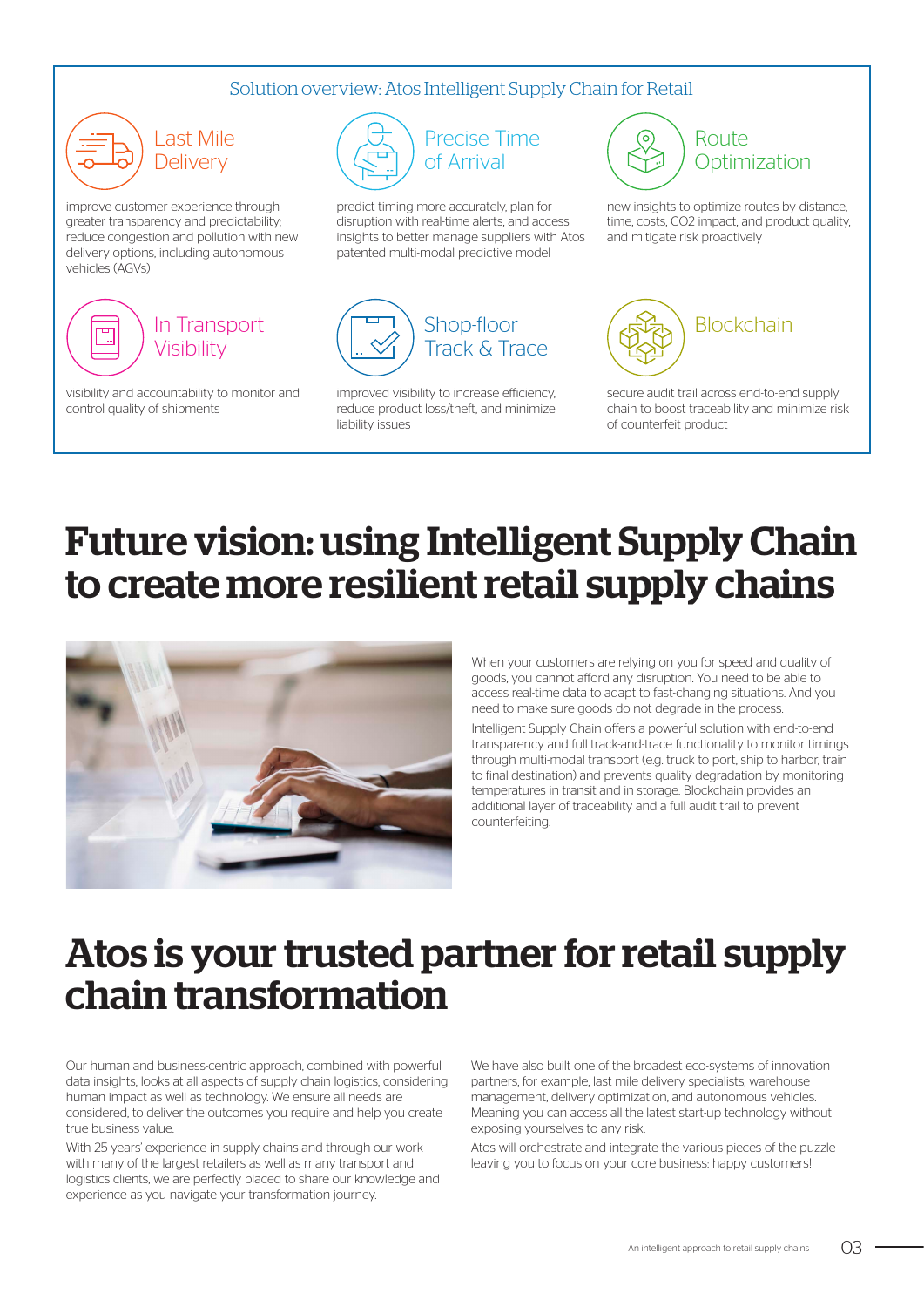## Solution overview: Atos Intelligent Supply Chain for Retail

### Last Mile Delivery

improve customer experience through greater transparency and predictability; reduce congestion and pollution with new delivery options, including autonomous vehicles (AGVs)

### Precise Time of Arrival

predict timing more accurately, plan for disruption with real-time alerts, and access insights to better manage suppliers with Atos patented multi-modal predictive model

### Route Optimization

new insights to optimize routes by distance, time, costs, $CO_2$ impact, and product quality, and mitigate risk proactively

### In Transport Visibility

visibility and accountability to monitor and control quality of shipments

### Shop-floor Track & Trace

improved visibility to increase efficiency, reduce product loss/theft, and minimize liability issues

### Blockchain

secure audit trail across end-to-end supply chain to boost traceability and minimize risk of counterfeit product

# Future vision: using Intelligent Supply Chain to create more resilient retail supply chains

When your customers are relying on you for speed and quality of goods, you cannot afford any disruption. You need to be able to access real-time data to adapt to fast-changing situations. And you need to make sure goods do not degrade in the process.

Intelligent Supply Chain offers a powerful solution with end-to-end transparency and full track-and-trace functionality to monitor timings through multi-modal transport (e.g. truck to port, ship to harbor, train to final destination) and prevents quality degradation by monitoring temperatures in transit and in storage. Blockchain provides an additional layer of traceability and a full audit trail to prevent counterfeiting.

# Atos is your trusted partner for retail supply chain transformation

Our human and business-centric approach, combined with powerful data insights, looks at all aspects of supply chain logistics, considering human impact as well as technology. We ensure all needs are considered, to deliver the outcomes you require and help you create true business value.

With 25 years' experience in supply chains and through our work with many of the largest retailers as well as many transport and logistics clients, we are perfectly placed to share our knowledge and experience as you navigate your transformation journey.

We have also built one of the broadest eco-systems of innovation partners, for example, last mile delivery specialists, warehouse management, delivery optimization, and autonomous vehicles. Meaning you can access all the latest start-up technology without exposing yourselves to any risk.

Atos will orchestrate and integrate the various pieces of the puzzle leaving you to focus on your core business: happy customers!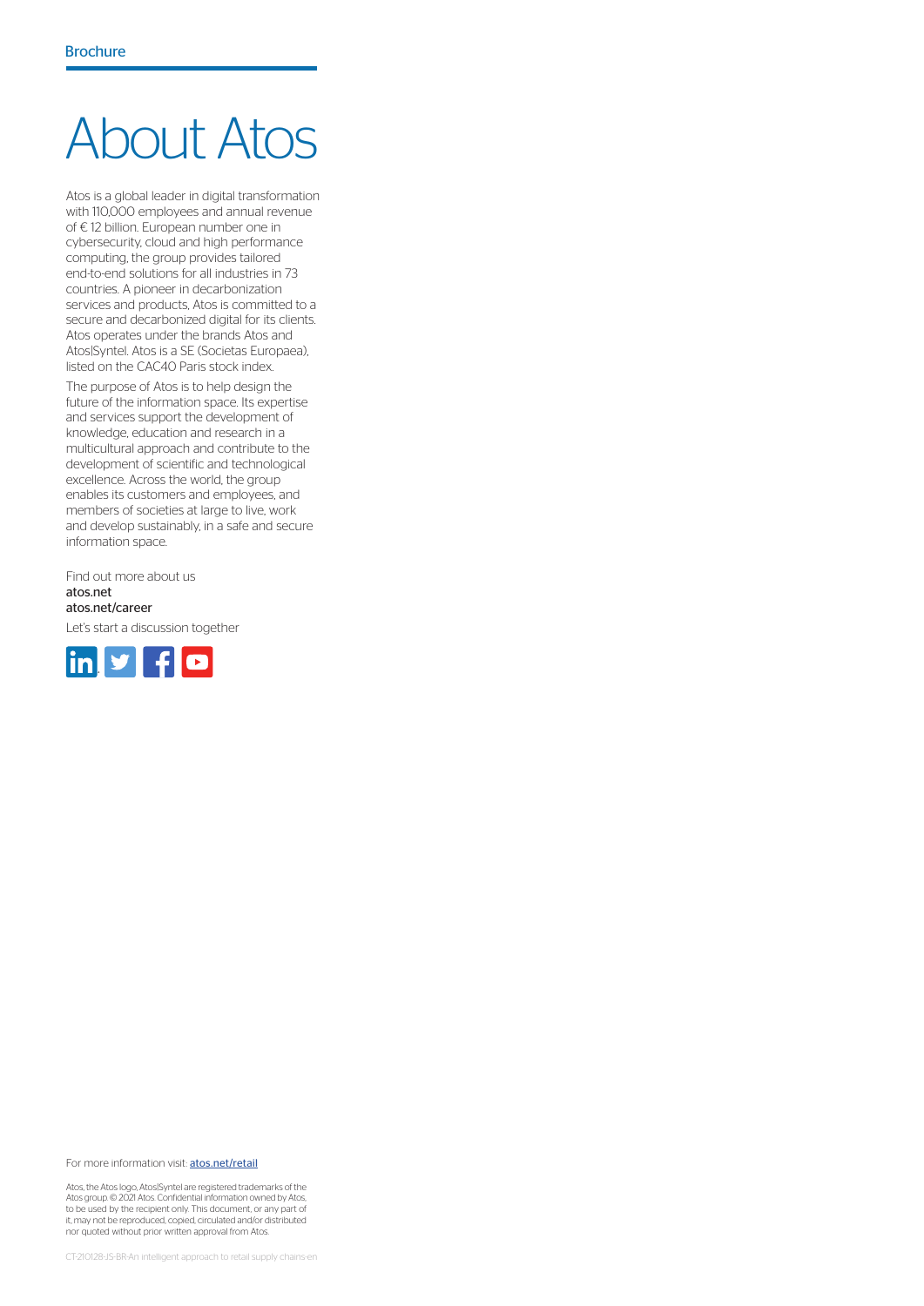Brochure

# About Atos

Atos is a global leader in digital transformation with 110,000 employees and annual revenue of € 12 billion. European number one in cybersecurity, cloud and high performance computing, the group provides tailored end-to-end solutions for all industries in 73 countries. A pioneer in decarbonization services and products, Atos is committed to a secure and decarbonized digital for its clients. Atos operates under the brands Atos and Atos|Syntel. Atos is a SE (Societas Europaea), listed on the CAC40 Paris stock index.

The purpose of Atos is to help design the future of the information space. Its expertise and services support the development of knowledge, education and research in a multicultural approach and contribute to the development of scientific and technological excellence. Across the world, the group enables its customers and employees, and members of societies at large to live, work and develop sustainably, in a safe and secure information space.

Find out more about us
atos.net
atos.net/career

Let's start a discussion together

For more information visit: [atos.net/retail](atos.net/retail)

Atos, the Atos logo, Atos|Syntel are registered trademarks of the Atos group. © 2021 Atos. Confidential information owned by Atos, to be used by the recipient only. This document, or any part of it, may not be reproduced, copied, circulated and/or distributed nor quoted without prior written approval from Atos.

CT-210128-JS-BR-An intelligent approach to retail supply chains-en